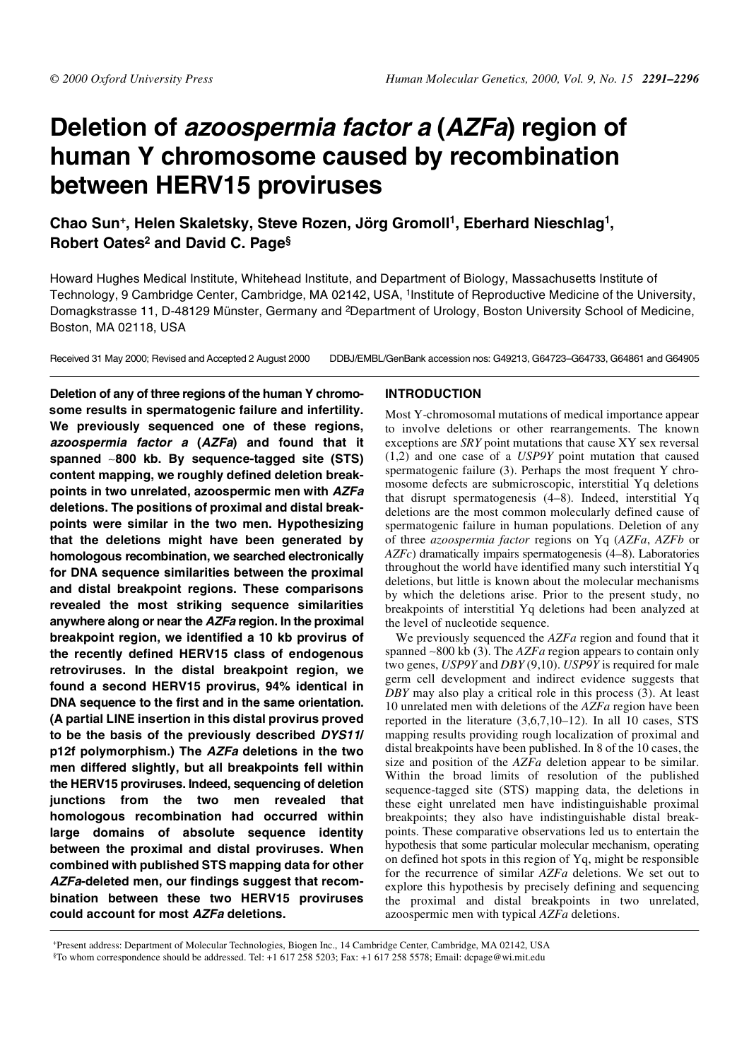# Deletion of *azoospermia factor a* (*AZFa*) region of human Y chromosome caused by recombination between HERV15 proviruses

**Chao Sun+, Helen Skaletsky, Steve Rozen, Jörg Gromoll[1], Eberhard Nieschlag[1], Robert Oates[2] and David C. Page§**

Howard Hughes Medical Institute, Whitehead Institute, and Department of Biology, Massachusetts Institute of Technology, 9 Cambridge Center, Cambridge, MA 02142, USA, [1]Institute of Reproductive Medicine of the University, Domagkstrasse 11, D-48129 Münster, Germany and [2]Department of Urology, Boston University School of Medicine, Boston, MA 02118, USA

Received 31 May 2000; Revised and Accepted 2 August 2000 DDBJ/EMBL/GenBank accession nos: G49213, G64723–G64733, G64861 and G64905

**Deletion of any of three regions of the human Y chromosome results in spermatogenic failure and infertility. We previously sequenced one of these regions, *azoospermia factor a* (*AZFa*) and found that it spanned ~800 kb. By sequence-tagged site (STS) content mapping, we roughly defined deletion breakpoints in two unrelated, azoospermic men with *AZFa* deletions. The positions of proximal and distal breakpoints were similar in the two men. Hypothesizing that the deletions might have been generated by homologous recombination, we searched electronically for DNA sequence similarities between the proximal and distal breakpoint regions. These comparisons revealed the most striking sequence similarities anywhere along or near the *AZFa* region. In the proximal breakpoint region, we identified a 10 kb provirus of the recently defined HERV15 class of endogenous retroviruses. In the distal breakpoint region, we found a second HERV15 provirus, 94% identical in DNA sequence to the first and in the same orientation. (A partial LINE insertion in this distal provirus proved to be the basis of the previously described *DYS11*/p12f polymorphism.) The *AZFa* deletions in the two men differed slightly, but all breakpoints fell within the HERV15 proviruses. Indeed, sequencing of deletion junctions from the two men revealed that homologous recombination had occurred within large domains of absolute sequence identity between the proximal and distal proviruses. When combined with published STS mapping data for other *AZFa*-deleted men, our findings suggest that recombination between these two HERV15 proviruses could account for most *AZFa* deletions.**

## INTRODUCTION

Most Y-chromosomal mutations of medical importance appear to involve deletions or other rearrangements. The known exceptions are *SRY* point mutations that cause XY sex reversal (1,2) and one case of a *USP9Y* point mutation that caused spermatogenic failure (3). Perhaps the most frequent Y chromosome defects are submicroscopic, interstitial Yq deletions that disrupt spermatogenesis (4–8). Indeed, interstitial Yq deletions are the most common molecularly defined cause of spermatogenic failure in human populations. Deletion of any of three *azoospermia factor* regions on Yq (*AZFa*, *AZFb* or *AZFc*) dramatically impairs spermatogenesis (4–8). Laboratories throughout the world have identified many such interstitial Yq deletions, but little is known about the molecular mechanisms by which the deletions arise. Prior to the present study, no breakpoints of interstitial Yq deletions had been analyzed at the level of nucleotide sequence.

We previously sequenced the *AZFa* region and found that it spanned ~800 kb (3). The *AZFa* region appears to contain only two genes, *USP9Y* and *DBY* (9,10). *USP9Y* is required for male germ cell development and indirect evidence suggests that *DBY* may also play a critical role in this process (3). At least 10 unrelated men with deletions of the *AZFa* region have been reported in the literature (3,6,7,10–12). In all 10 cases, STS mapping results providing rough localization of proximal and distal breakpoints have been published. In 8 of the 10 cases, the size and position of the *AZFa* deletion appear to be similar. Within the broad limits of resolution of the published sequence-tagged site (STS) mapping data, the deletions in these eight unrelated men have indistinguishable proximal breakpoints; they also have indistinguishable distal breakpoints. These comparative observations led us to entertain the hypothesis that some particular molecular mechanism, operating on defined hot spots in this region of Yq, might be responsible for the recurrence of similar *AZFa* deletions. We set out to explore this hypothesis by precisely defining and sequencing the proximal and distal breakpoints in two unrelated, azoospermic men with typical *AZFa* deletions.

+Present address: Department of Molecular Technologies, Biogen Inc., 14 Cambridge Center, Cambridge, MA 02142, USA
§To whom correspondence should be addressed. Tel: +1 617 258 5203; Fax: +1 617 258 5578; Email: dcpage@wi.mit.edu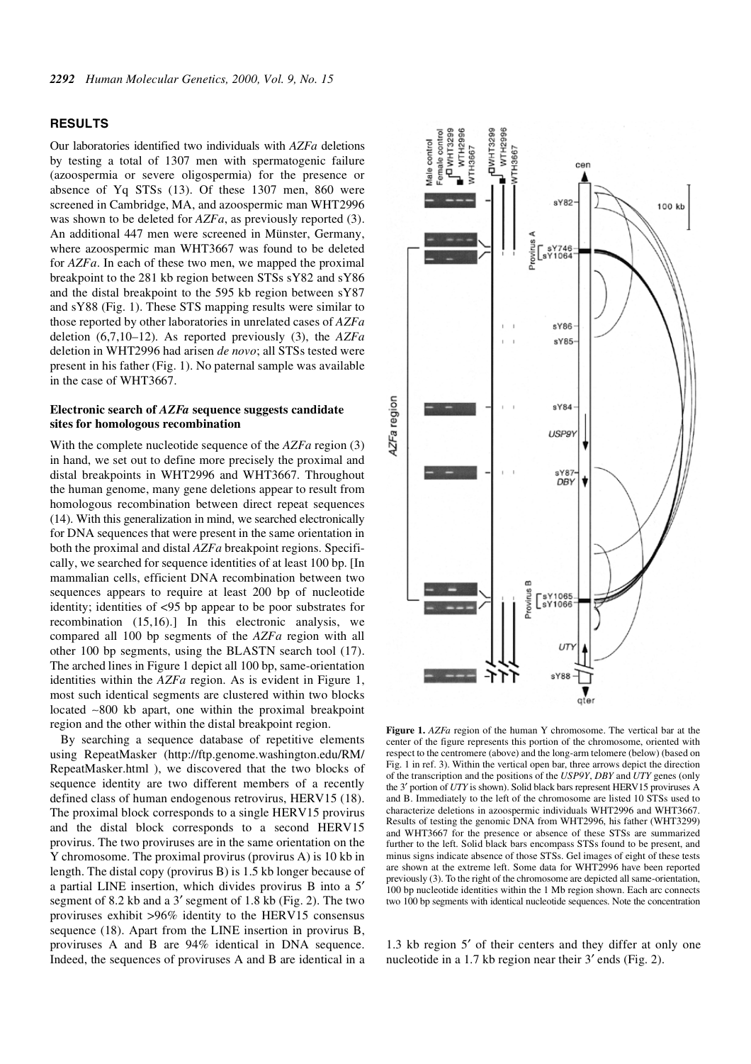## RESULTS

Our laboratories identified two individuals with *AZFa* deletions by testing a total of 1307 men with spermatogenic failure (azoospermia or severe oligospermia) for the presence or absence of Yq STSs (13). Of these 1307 men, 860 were screened in Cambridge, MA, and azoospermic man WHT2996 was shown to be deleted for *AZFa*, as previously reported (3). An additional 447 men were screened in Münster, Germany, where azoospermic man WHT3667 was found to be deleted for *AZFa*. In each of these two men, we mapped the proximal breakpoint to the 281 kb region between STSs sY82 and sY86 and the distal breakpoint to the 595 kb region between sY87 and sY88 (Fig. 1). These STS mapping results were similar to those reported by other laboratories in unrelated cases of *AZFa* deletion (6,7,10–12). As reported previously (3), the *AZFa* deletion in WHT2996 had arisen *de novo*; all STSs tested were present in his father (Fig. 1). No paternal sample was available in the case of WHT3667.

### Electronic search of *AZFa* sequence suggests candidate sites for homologous recombination

With the complete nucleotide sequence of the *AZFa* region (3) in hand, we set out to define more precisely the proximal and distal breakpoints in WHT2996 and WHT3667. Throughout the human genome, many gene deletions appear to result from homologous recombination between direct repeat sequences (14). With this generalization in mind, we searched electronically for DNA sequences that were present in the same orientation in both the proximal and distal *AZFa* breakpoint regions. Specifically, we searched for sequence identities of at least 100 bp. [In mammalian cells, efficient DNA recombination between two sequences appears to require at least 200 bp of nucleotide identity; identities of <95 bp appear to be poor substrates for recombination (15,16).] In this electronic analysis, we compared all 100 bp segments of the *AZFa* region with all other 100 bp segments, using the BLASTN search tool (17). The arched lines in Figure 1 depict all 100 bp, same-orientation identities within the *AZFa* region. As is evident in Figure 1, most such identical segments are clustered within two blocks located ~800 kb apart, one within the proximal breakpoint region and the other within the distal breakpoint region.

By searching a sequence database of repetitive elements using RepeatMasker (http://ftp.genome.washington.edu/RM/RepeatMasker.html ), we discovered that the two blocks of sequence identity are two different members of a recently defined class of human endogenous retrovirus, HERV15 (18). The proximal block corresponds to a single HERV15 provirus and the distal block corresponds to a second HERV15 provirus. The two proviruses are in the same orientation on the Y chromosome. The proximal provirus (provirus A) is 10 kb in length. The distal copy (provirus B) is 1.5 kb longer because of a partial LINE insertion, which divides provirus B into a 5′ segment of 8.2 kb and a 3′ segment of 1.8 kb (Fig. 2). The two proviruses exhibit >96% identity to the HERV15 consensus sequence (18). Apart from the LINE insertion in provirus B, proviruses A and B are 94% identical in DNA sequence. Indeed, the sequences of proviruses A and B are identical in a 1.3 kb region 5′ of their centers and they differ at only one nucleotide in a 1.7 kb region near their 3′ ends (Fig. 2).

**Figure 1.** *AZFa* region of the human Y chromosome. The vertical bar at the center of the figure represents this portion of the chromosome, oriented with respect to the centromere (above) and the long-arm telomere (below) (based on Fig. 1 in ref. 3). Within the vertical open bar, three arrows depict the direction of the transcription and the positions of the *USP9Y*, *DBY* and *UTY* genes (only the 3′ portion of *UTY* is shown). Solid black bars represent HERV15 proviruses A and B. Immediately to the left of the chromosome are listed 10 STSs used to characterize deletions in azoospermic individuals WHT2996 and WHT3667. Results of testing the genomic DNA from WHT2996, his father (WHT3299) and WHT3667 for the presence or absence of these STSs are summarized further to the left. Solid black bars encompass STSs found to be present, and minus signs indicate absence of those STSs. Gel images of eight of these tests are shown at the extreme left. Some data for WHT2996 have been reported previously (3). To the right of the chromosome are depicted all same-orientation, 100 bp nucleotide identities within the 1 Mb region shown. Each arc connects two 100 bp segments with identical nucleotide sequences. Note the concentration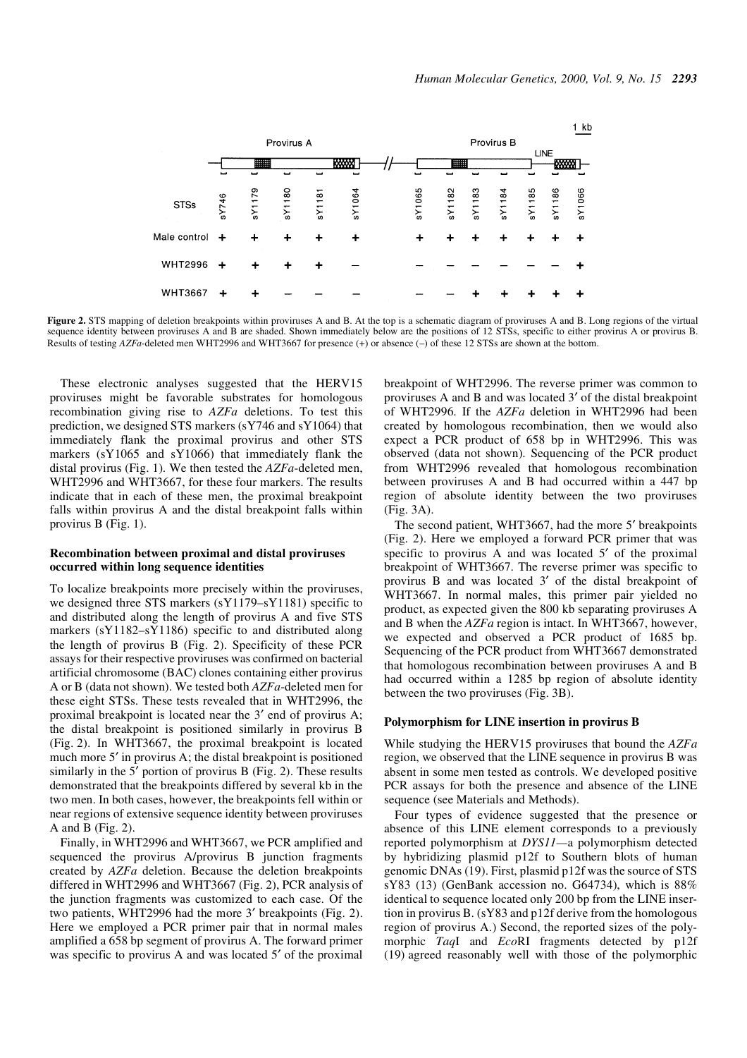| STSs | sY746 | sY1179 | sY1180 | sY1181 | sY1064 | sY1065 | sY1182 | sY1183 | sY1184 | sY1185 | sY1186 | sY1066 |
|---|---|---|---|---|---|---|---|---|---|---|---|---|
| Male control | + | + | + | + | + | + | + | + | + | + | + | + |
| WHT2996 | + | + | + | + | – | – | – | – | – | – | – | + |
| WHT3667 | + | + | – | – | – | – | – | + | + | + | + | + |

**Figure 2.** STS mapping of deletion breakpoints within proviruses A and B. At the top is a schematic diagram of proviruses A and B. Long regions of the virtual sequence identity between proviruses A and B are shaded. Shown immediately below are the positions of 12 STSs, specific to either provirus A or provirus B. Results of testing *AZFa*-deleted men WHT2996 and WHT3667 for presence (+) or absence (–) of these 12 STSs are shown at the bottom.

These electronic analyses suggested that the HERV15 proviruses might be favorable substrates for homologous recombination giving rise to *AZFa* deletions. To test this prediction, we designed STS markers (sY746 and sY1064) that immediately flank the proximal provirus and other STS markers (sY1065 and sY1066) that immediately flank the distal provirus (Fig. 1). We then tested the *AZFa*-deleted men, WHT2996 and WHT3667, for these four markers. The results indicate that in each of these men, the proximal breakpoint falls within provirus A and the distal breakpoint falls within provirus B (Fig. 1).

### Recombination between proximal and distal proviruses occurred within long sequence identities

To localize breakpoints more precisely within the proviruses, we designed three STS markers (sY1179–sY1181) specific to and distributed along the length of provirus A and five STS markers (sY1182–sY1186) specific to and distributed along the length of provirus B (Fig. 2). Specificity of these PCR assays for their respective proviruses was confirmed on bacterial artificial chromosome (BAC) clones containing either provirus A or B (data not shown). We tested both *AZFa*-deleted men for these eight STSs. These tests revealed that in WHT2996, the proximal breakpoint is located near the 3′ end of provirus A; the distal breakpoint is positioned similarly in provirus B (Fig. 2). In WHT3667, the proximal breakpoint is located much more 5′ in provirus A; the distal breakpoint is positioned similarly in the 5′ portion of provirus B (Fig. 2). These results demonstrated that the breakpoints differed by several kb in the two men. In both cases, however, the breakpoints fell within or near regions of extensive sequence identity between proviruses A and B (Fig. 2).

Finally, in WHT2996 and WHT3667, we PCR amplified and sequenced the provirus A/provirus B junction fragments created by *AZFa* deletion. Because the deletion breakpoints differed in WHT2996 and WHT3667 (Fig. 2), PCR analysis of the junction fragments was customized to each case. Of the two patients, WHT2996 had the more 3′ breakpoints (Fig. 2). Here we employed a PCR primer pair that in normal males amplified a 658 bp segment of provirus A. The forward primer was specific to provirus A and was located 5′ of the proximal breakpoint of WHT2996. The reverse primer was common to proviruses A and B and was located 3′ of the distal breakpoint of WHT2996. If the *AZFa* deletion in WHT2996 had been created by homologous recombination, then we would also expect a PCR product of 658 bp in WHT2996. This was observed (data not shown). Sequencing of the PCR product from WHT2996 revealed that homologous recombination between proviruses A and B had occurred within a 447 bp region of absolute identity between the two proviruses (Fig. 3A).

The second patient, WHT3667, had the more 5′ breakpoints (Fig. 2). Here we employed a forward PCR primer that was specific to provirus A and was located 5′ of the proximal breakpoint of WHT3667. The reverse primer was specific to provirus B and was located 3′ of the distal breakpoint of WHT3667. In normal males, this primer pair yielded no product, as expected given the 800 kb separating proviruses A and B when the *AZFa* region is intact. In WHT3667, however, we expected and observed a PCR product of 1685 bp. Sequencing of the PCR product from WHT3667 demonstrated that homologous recombination between proviruses A and B had occurred within a 1285 bp region of absolute identity between the two proviruses (Fig. 3B).

### Polymorphism for LINE insertion in provirus B

While studying the HERV15 proviruses that bound the *AZFa* region, we observed that the LINE sequence in provirus B was absent in some men tested as controls. We developed positive PCR assays for both the presence and absence of the LINE sequence (see Materials and Methods).

Four types of evidence suggested that the presence or absence of this LINE element corresponds to a previously reported polymorphism at *DYS11*—a polymorphism detected by hybridizing plasmid p12f to Southern blots of human genomic DNAs (19). First, plasmid p12f was the source of STS sY83 (13) (GenBank accession no. G64734), which is 88% identical to sequence located only 200 bp from the LINE insertion in provirus B. (sY83 and p12f derive from the homologous region of provirus A.) Second, the reported sizes of the polymorphic *Taq*I and *Eco*RI fragments detected by p12f (19) agreed reasonably well with those of the polymorphic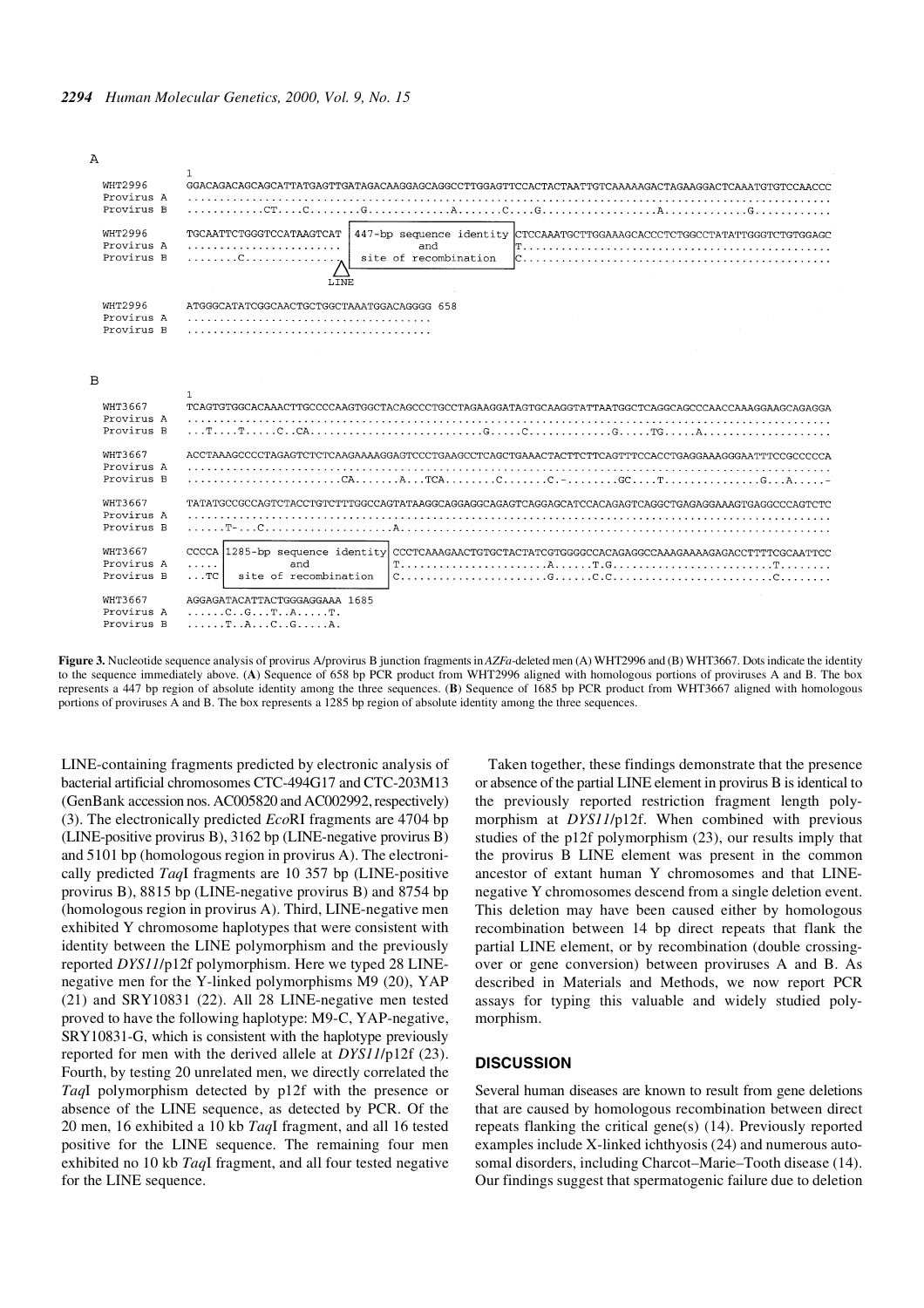A

```
                 1
WHT2996     GGACAGACAGCAGCATTATGAGTTGATAGACAAGGAGCAGGCCTTGGAGTTCCACTACTAATTGTCAAAAAGACTAGAAGGACTCAAATGTGTCCAACCC
Provirus A  ....................................................................................................
Provirus B  ...........CT....C........G.............A.......C....G..................A.............G............

WHT2996     TGCAATTCTGGGTCCATAAGTCAT | 447-bp sequence identity | CTCCAAATGCTTGGAAAGCACCCTCTGGCCTATATTGGGTCTGTGGAGC
Provirus A  ........................ |          and             | T...............................................
Provirus B  ........C............... | site of recombination     | C...............................................
                               LINE

WHT2996     ATGGGCATATCGGCAACTGCTGGCTAAATGGACAGGGG 658
Provirus A  ....................................
Provirus B  ....................................
```

B

```
                 1
WHT3667     TCAGTGTGGCACAAACTTGCCCCAAGTGGCTACAGCCCTGCCTAGAAGGATAGTGCAAGGTATTAATGGCTCAGGCAGCCCAACCAAAGGAAGCAGAGGA
Provirus A  ....................................................................................................
Provirus B  ...T....T.....C..CA..........................G.....C.............G.....TG.....A....................

WHT3667     ACCTAAAGCCCCTAGAGTCTCTCAAGAAAAGGAGTCCCTGAAGCCTCAGCTGAAACTACTTCTTCAGTTTCCACCTGAGGAAAGGGAATTTCCGCCCCCA
Provirus A  ....................................................................................................
Provirus B  .......................CA.......A...TCA........C.......C.-........GC....T...............G...A.....-

WHT3667     TATATGCCGCCAGTCTACCTGTCTTTGGCCAGTATAAGGCAGGAGGCAGAGTCAGGAGCATCCACAGAGTCAGGCTGAGAGGAAAGTGAGGCCCAGTCTC
Provirus A  ....................................................................................................
Provirus B  ......T-...C....................A...................................................................

WHT3667     CCCCA | 1285-bp sequence identity | CCCTCAAAGAACTGTGCTACTATCGTGGGGCCACAGAGGCCAAAGAAAAGAGACCTTTTCGCAATTCC
Provirus A  ..... |           and             | T......................A......T.G.........................T........
Provirus B  ...TC |  site of recombination    | C......................G......C.C.........................C........

WHT3667     AGGAGATACATTACTGGGAGGAAA 1685
Provirus A  ......C..G...T..A.....T.
Provirus B  ......T..A...C..G.....A.
```

**Figure 3.** Nucleotide sequence analysis of provirus A/provirus B junction fragments in *AZFa*-deleted men (A) WHT2996 and (B) WHT3667. Dots indicate the identity to the sequence immediately above. (**A**) Sequence of 658 bp PCR product from WHT2996 aligned with homologous portions of proviruses A and B. The box represents a 447 bp region of absolute identity among the three sequences. (**B**) Sequence of 1685 bp PCR product from WHT3667 aligned with homologous portions of proviruses A and B. The box represents a 1285 bp region of absolute identity among the three sequences.

LINE-containing fragments predicted by electronic analysis of bacterial artificial chromosomes CTC-494G17 and CTC-203M13 (GenBank accession nos. AC005820 and AC002992, respectively) (3). The electronically predicted *Eco*RI fragments are 4704 bp (LINE-positive provirus B), 3162 bp (LINE-negative provirus B) and 5101 bp (homologous region in provirus A). The electronically predicted *Taq*I fragments are 10 357 bp (LINE-positive provirus B), 8815 bp (LINE-negative provirus B) and 8754 bp (homologous region in provirus A). Third, LINE-negative men exhibited Y chromosome haplotypes that were consistent with identity between the LINE polymorphism and the previously reported *DYS11*/p12f polymorphism. Here we typed 28 LINE-negative men for the Y-linked polymorphisms M9 (20), YAP (21) and SRY10831 (22). All 28 LINE-negative men tested proved to have the following haplotype: M9-C, YAP-negative, SRY10831-G, which is consistent with the haplotype previously reported for men with the derived allele at *DYS11*/p12f (23). Fourth, by testing 20 unrelated men, we directly correlated the *Taq*I polymorphism detected by p12f with the presence or absence of the LINE sequence, as detected by PCR. Of the 20 men, 16 exhibited a 10 kb *Taq*I fragment, and all 16 tested positive for the LINE sequence. The remaining four men exhibited no 10 kb *Taq*I fragment, and all four tested negative for the LINE sequence.

Taken together, these findings demonstrate that the presence or absence of the partial LINE element in provirus B is identical to the previously reported restriction fragment length polymorphism at *DYS11*/p12f. When combined with previous studies of the p12f polymorphism (23), our results imply that the provirus B LINE element was present in the common ancestor of extant human Y chromosomes and that LINE-negative Y chromosomes descend from a single deletion event. This deletion may have been caused either by homologous recombination between 14 bp direct repeats that flank the partial LINE element, or by recombination (double crossing-over or gene conversion) between proviruses A and B. As described in Materials and Methods, we now report PCR assays for typing this valuable and widely studied polymorphism.

## DISCUSSION

Several human diseases are known to result from gene deletions that are caused by homologous recombination between direct repeats flanking the critical gene(s) (14). Previously reported examples include X-linked ichthyosis (24) and numerous autosomal disorders, including Charcot–Marie–Tooth disease (14). Our findings suggest that spermatogenic failure due to deletion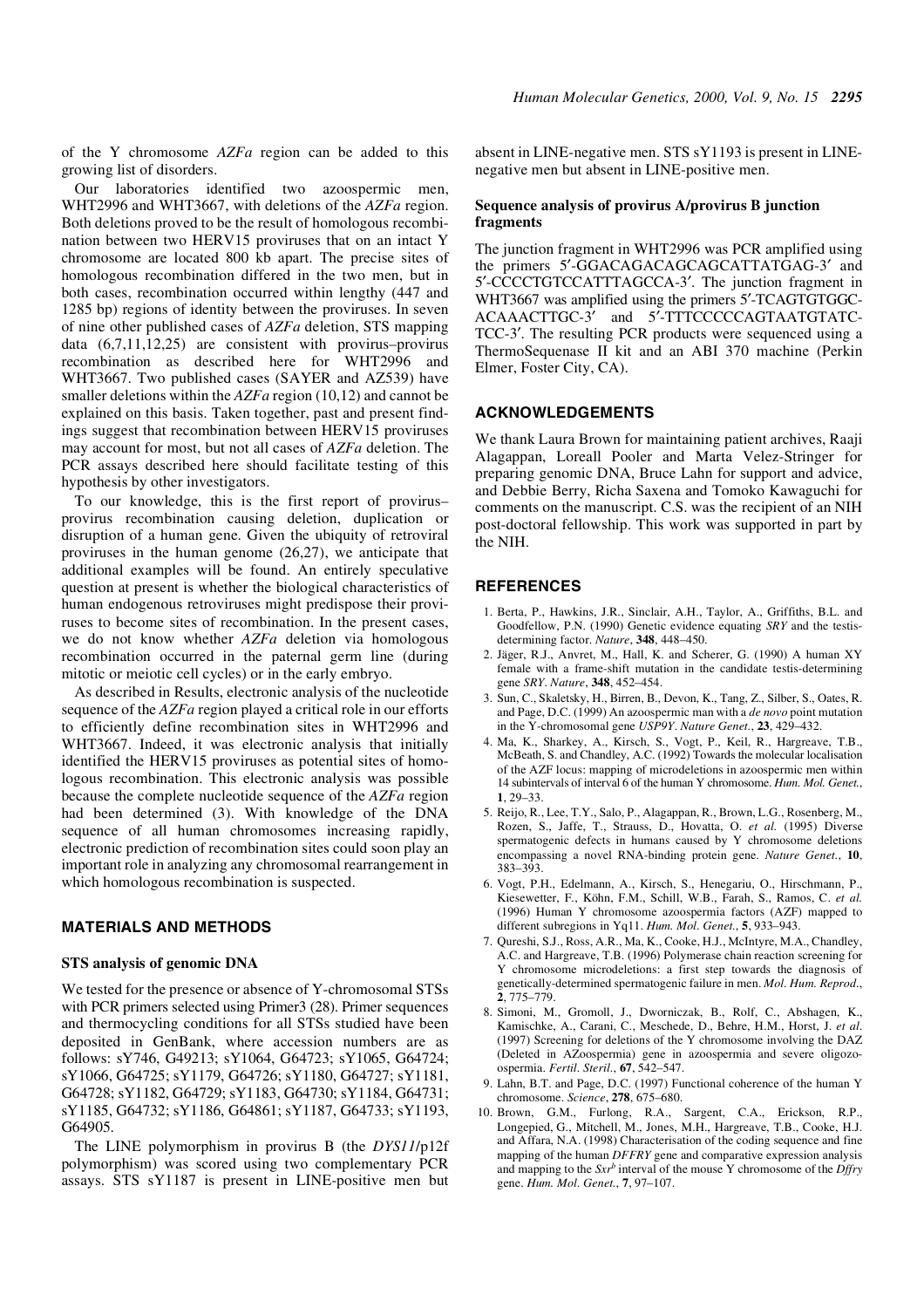of the Y chromosome *AZFa* region can be added to this growing list of disorders.

Our laboratories identified two azoospermic men, WHT2996 and WHT3667, with deletions of the *AZFa* region. Both deletions proved to be the result of homologous recombination between two HERV15 proviruses that on an intact Y chromosome are located 800 kb apart. The precise sites of homologous recombination differed in the two men, but in both cases, recombination occurred within lengthy (447 and 1285 bp) regions of identity between the proviruses. In seven of nine other published cases of *AZFa* deletion, STS mapping data (6,7,11,12,25) are consistent with provirus–provirus recombination as described here for WHT2996 and WHT3667. Two published cases (SAYER and AZ539) have smaller deletions within the *AZFa* region (10,12) and cannot be explained on this basis. Taken together, past and present findings suggest that recombination between HERV15 proviruses may account for most, but not all cases of *AZFa* deletion. The PCR assays described here should facilitate testing of this hypothesis by other investigators.

To our knowledge, this is the first report of provirus–provirus recombination causing deletion, duplication or disruption of a human gene. Given the ubiquity of retroviral proviruses in the human genome (26,27), we anticipate that additional examples will be found. An entirely speculative question at present is whether the biological characteristics of human endogenous retroviruses might predispose their proviruses to become sites of recombination. In the present cases, we do not know whether *AZFa* deletion via homologous recombination occurred in the paternal germ line (during mitotic or meiotic cell cycles) or in the early embryo.

As described in Results, electronic analysis of the nucleotide sequence of the *AZFa* region played a critical role in our efforts to efficiently define recombination sites in WHT2996 and WHT3667. Indeed, it was electronic analysis that initially identified the HERV15 proviruses as potential sites of homologous recombination. This electronic analysis was possible because the complete nucleotide sequence of the *AZFa* region had been determined (3). With knowledge of the DNA sequence of all human chromosomes increasing rapidly, electronic prediction of recombination sites could soon play an important role in analyzing any chromosomal rearrangement in which homologous recombination is suspected.

## MATERIALS AND METHODS

### STS analysis of genomic DNA

We tested for the presence or absence of Y-chromosomal STSs with PCR primers selected using Primer3 (28). Primer sequences and thermocycling conditions for all STSs studied have been deposited in GenBank, where accession numbers are as follows: sY746, G49213; sY1064, G64723; sY1065, G64724; sY1066, G64725; sY1179, G64726; sY1180, G64727; sY1181, G64728; sY1182, G64729; sY1183, G64730; sY1184, G64731; sY1185, G64732; sY1186, G64861; sY1187, G64733; sY1193, G64905.

The LINE polymorphism in provirus B (the *DYS11*/p12f polymorphism) was scored using two complementary PCR assays. STS sY1187 is present in LINE-positive men but absent in LINE-negative men. STS sY1193 is present in LINE-negative men but absent in LINE-positive men.

### Sequence analysis of provirus A/provirus B junction fragments

The junction fragment in WHT2996 was PCR amplified using the primers 5′-GGACAGACAGCAGCATTATGAG-3′ and 5′-CCCCTGTCCATTTAGCCA-3′. The junction fragment in WHT3667 was amplified using the primers 5′-TCAGTGTGGCACAAACTTGC-3′ and 5′-TTTCCCCCAGTAATGTATCTCC-3′. The resulting PCR products were sequenced using a ThermoSequenase II kit and an ABI 370 machine (Perkin Elmer, Foster City, CA).

## ACKNOWLEDGEMENTS

We thank Laura Brown for maintaining patient archives, Raaji Alagappan, Loreall Pooler and Marta Velez-Stringer for preparing genomic DNA, Bruce Lahn for support and advice, and Debbie Berry, Richa Saxena and Tomoko Kawaguchi for comments on the manuscript. C.S. was the recipient of an NIH post-doctoral fellowship. This work was supported in part by the NIH.

## REFERENCES

1. Berta, P., Hawkins, J.R., Sinclair, A.H., Taylor, A., Griffiths, B.L. and Goodfellow, P.N. (1990) Genetic evidence equating *SRY* and the testis-determining factor. *Nature*, **348**, 448–450.
2. Jäger, R.J., Anvret, M., Hall, K. and Scherer, G. (1990) A human XY female with a frame-shift mutation in the candidate testis-determining gene *SRY*. *Nature*, **348**, 452–454.
3. Sun, C., Skaletsky, H., Birren, B., Devon, K., Tang, Z., Silber, S., Oates, R. and Page, D.C. (1999) An azoospermic man with a *de novo* point mutation in the Y-chromosomal gene *USP9Y*. *Nature Genet.*, **23**, 429–432.
4. Ma, K., Sharkey, A., Kirsch, S., Vogt, P., Keil, R., Hargreave, T.B., McBeath, S. and Chandley, A.C. (1992) Towards the molecular localisation of the AZF locus: mapping of microdeletions in azoospermic men within 14 subintervals of interval 6 of the human Y chromosome. *Hum. Mol. Genet.*, **1**, 29–33.
5. Reijo, R., Lee, T.Y., Salo, P., Alagappan, R., Brown, L.G., Rosenberg, M., Rozen, S., Jaffe, T., Strauss, D., Hovatta, O. *et al.* (1995) Diverse spermatogenic defects in humans caused by Y chromosome deletions encompassing a novel RNA-binding protein gene. *Nature Genet.*, **10**, 383–393.
6. Vogt, P.H., Edelmann, A., Kirsch, S., Henegariu, O., Hirschmann, P., Kiesewetter, F., Köhn, F.M., Schill, W.B., Farah, S., Ramos, C. *et al.* (1996) Human Y chromosome azoospermia factors (AZF) mapped to different subregions in Yq11. *Hum. Mol. Genet.*, **5**, 933–943.
7. Qureshi, S.J., Ross, A.R., Ma, K., Cooke, H.J., McIntyre, M.A., Chandley, A.C. and Hargreave, T.B. (1996) Polymerase chain reaction screening for Y chromosome microdeletions: a first step towards the diagnosis of genetically-determined spermatogenic failure in men. *Mol. Hum. Reprod.*, **2**, 775–779.
8. Simoni, M., Gromoll, J., Dworniczak, B., Rolf, C., Abshagen, K., Kamischke, A., Carani, C., Meschede, D., Behre, H.M., Horst, J. *et al.* (1997) Screening for deletions of the Y chromosome involving the DAZ (Deleted in AZoospermia) gene in azoospermia and severe oligozoospermia. *Fertil. Steril.*, **67**, 542–547.
9. Lahn, B.T. and Page, D.C. (1997) Functional coherence of the human Y chromosome. *Science*, **278**, 675–680.
10. Brown, G.M., Furlong, R.A., Sargent, C.A., Erickson, R.P., Longepied, G., Mitchell, M., Jones, M.H., Hargreave, T.B., Cooke, H.J. and Affara, N.A. (1998) Characterisation of the coding sequence and fine mapping of the human *DFFRY* gene and comparative expression analysis and mapping to the $Sxr^b$ interval of the mouse Y chromosome of the *Dffry* gene. *Hum. Mol. Genet.*, **7**, 97–107.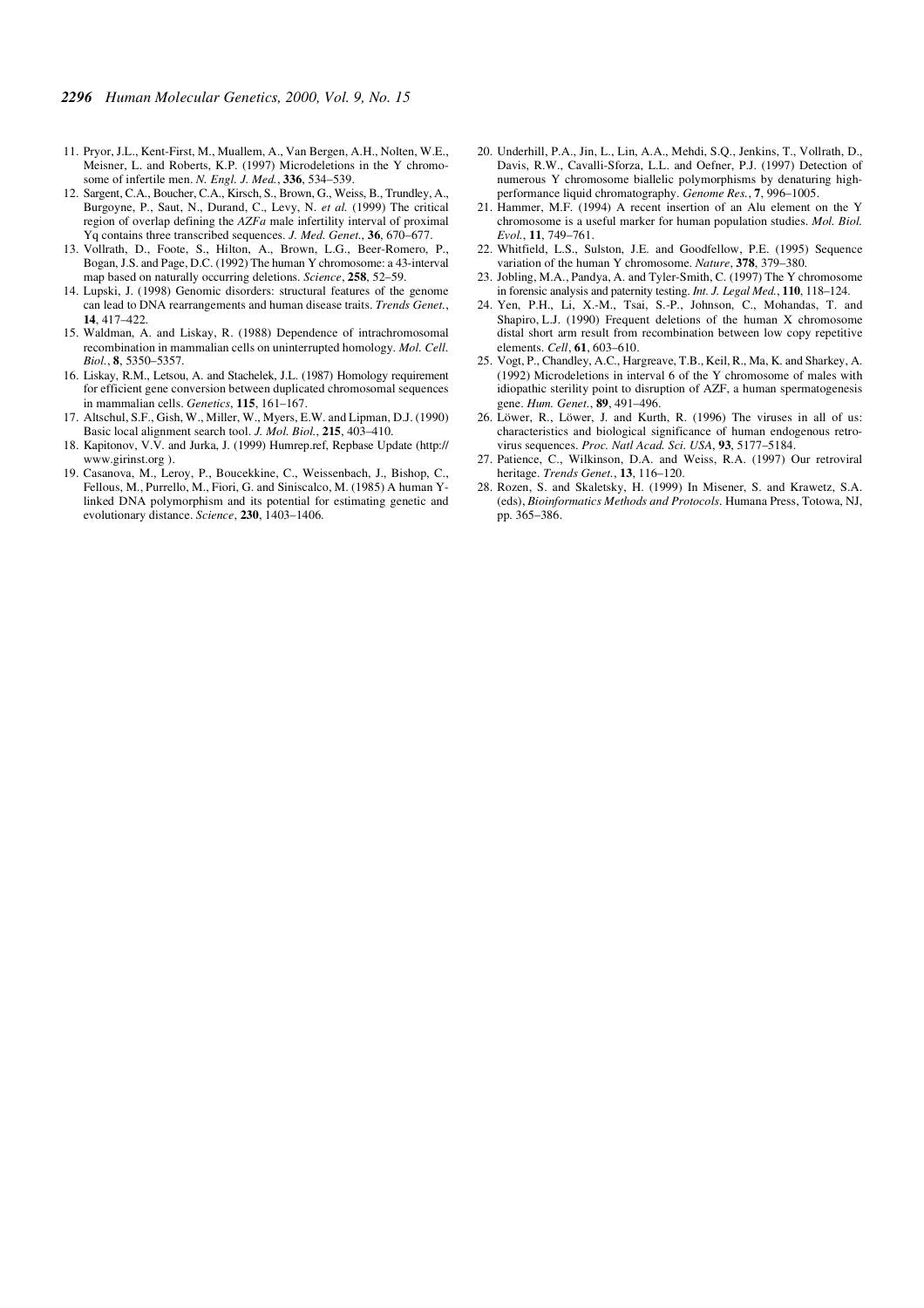11. Pryor, J.L., Kent-First, M., Muallem, A., Van Bergen, A.H., Nolten, W.E., Meisner, L. and Roberts, K.P. (1997) Microdeletions in the Y chromosome of infertile men. *N. Engl. J. Med.*, **336**, 534–539.
12. Sargent, C.A., Boucher, C.A., Kirsch, S., Brown, G., Weiss, B., Trundley, A., Burgoyne, P., Saut, N., Durand, C., Levy, N. *et al.* (1999) The critical region of overlap defining the *AZFa* male infertility interval of proximal Yq contains three transcribed sequences. *J. Med. Genet.*, **36**, 670–677.
13. Vollrath, D., Foote, S., Hilton, A., Brown, L.G., Beer-Romero, P., Bogan, J.S. and Page, D.C. (1992) The human Y chromosome: a 43-interval map based on naturally occurring deletions. *Science*, **258**, 52–59.
14. Lupski, J. (1998) Genomic disorders: structural features of the genome can lead to DNA rearrangements and human disease traits. *Trends Genet.*, **14**, 417–422.
15. Waldman, A. and Liskay, R. (1988) Dependence of intrachromosomal recombination in mammalian cells on uninterrupted homology. *Mol. Cell. Biol.*, **8**, 5350–5357.
16. Liskay, R.M., Letsou, A. and Stachelek, J.L. (1987) Homology requirement for efficient gene conversion between duplicated chromosomal sequences in mammalian cells. *Genetics*, **115**, 161–167.
17. Altschul, S.F., Gish, W., Miller, W., Myers, E.W. and Lipman, D.J. (1990) Basic local alignment search tool. *J. Mol. Biol.*, **215**, 403–410.
18. Kapitonov, V.V. and Jurka, J. (1999) Humrep.ref, Repbase Update (http://www.girinst.org ).
19. Casanova, M., Leroy, P., Boucekkine, C., Weissenbach, J., Bishop, C., Fellous, M., Purrello, M., Fiori, G. and Siniscalco, M. (1985) A human Y-linked DNA polymorphism and its potential for estimating genetic and evolutionary distance. *Science*, **230**, 1403–1406.
20. Underhill, P.A., Jin, L., Lin, A.A., Mehdi, S.Q., Jenkins, T., Vollrath, D., Davis, R.W., Cavalli-Sforza, L.L. and Oefner, P.J. (1997) Detection of numerous Y chromosome biallelic polymorphisms by denaturing high-performance liquid chromatography. *Genome Res.*, **7**, 996–1005.
21. Hammer, M.F. (1994) A recent insertion of an Alu element on the Y chromosome is a useful marker for human population studies. *Mol. Biol. Evol.*, **11**, 749–761.
22. Whitfield, L.S., Sulston, J.E. and Goodfellow, P.E. (1995) Sequence variation of the human Y chromosome. *Nature*, **378**, 379–380.
23. Jobling, M.A., Pandya, A. and Tyler-Smith, C. (1997) The Y chromosome in forensic analysis and paternity testing. *Int. J. Legal Med.*, **110**, 118–124.
24. Yen, P.H., Li, X.-M., Tsai, S.-P., Johnson, C., Mohandas, T. and Shapiro, L.J. (1990) Frequent deletions of the human X chromosome distal short arm result from recombination between low copy repetitive elements. *Cell*, **61**, 603–610.
25. Vogt, P., Chandley, A.C., Hargreave, T.B., Keil, R., Ma, K. and Sharkey, A. (1992) Microdeletions in interval 6 of the Y chromosome of males with idiopathic sterility point to disruption of AZF, a human spermatogenesis gene. *Hum. Genet.*, **89**, 491–496.
26. Löwer, R., Löwer, J. and Kurth, R. (1996) The viruses in all of us: characteristics and biological significance of human endogenous retrovirus sequences. *Proc. Natl Acad. Sci. USA*, **93**, 5177–5184.
27. Patience, C., Wilkinson, D.A. and Weiss, R.A. (1997) Our retroviral heritage. *Trends Genet.*, **13**, 116–120.
28. Rozen, S. and Skaletsky, H. (1999) In Misener, S. and Krawetz, S.A. (eds), *Bioinformatics Methods and Protocols*. Humana Press, Totowa, NJ, pp. 365–386.